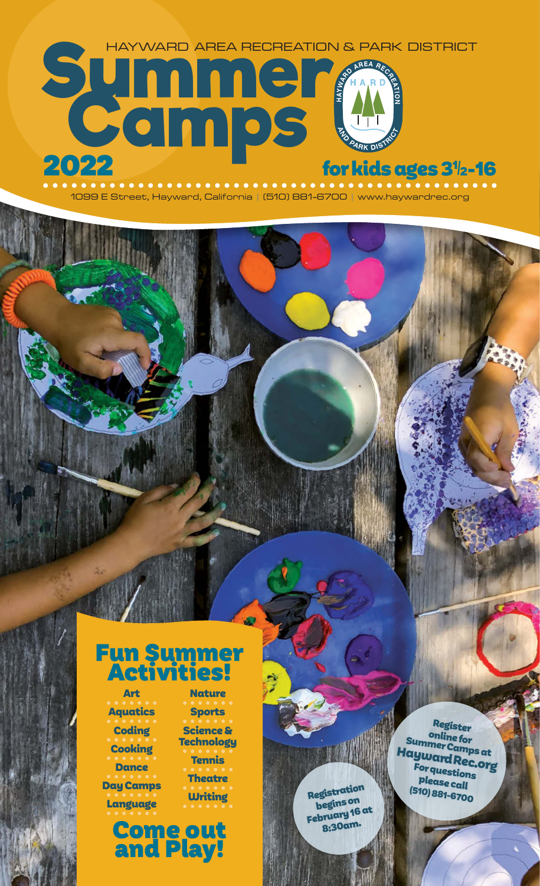HAYWARD AREA RECREATION & PARK DISTRICT

# Summer Camps 2022

## for kids ages 3½-16

1099 E Street, Hayward, California | (510) 881-6700 | www.haywardrec.org

## Fun Summer Activities!

- Art
- Aquatics
- Coding
- Cooking
- Dance
- Day Camps
- Language
- Nature
- Sports
- Science & Technology
- Tennis
- Theatre
- Writing

## Come out and Play!

Registration begins on February 16 at 8:30am.

Register online for Summer Camps at HaywardRec.org

For questions please call (510) 881-6700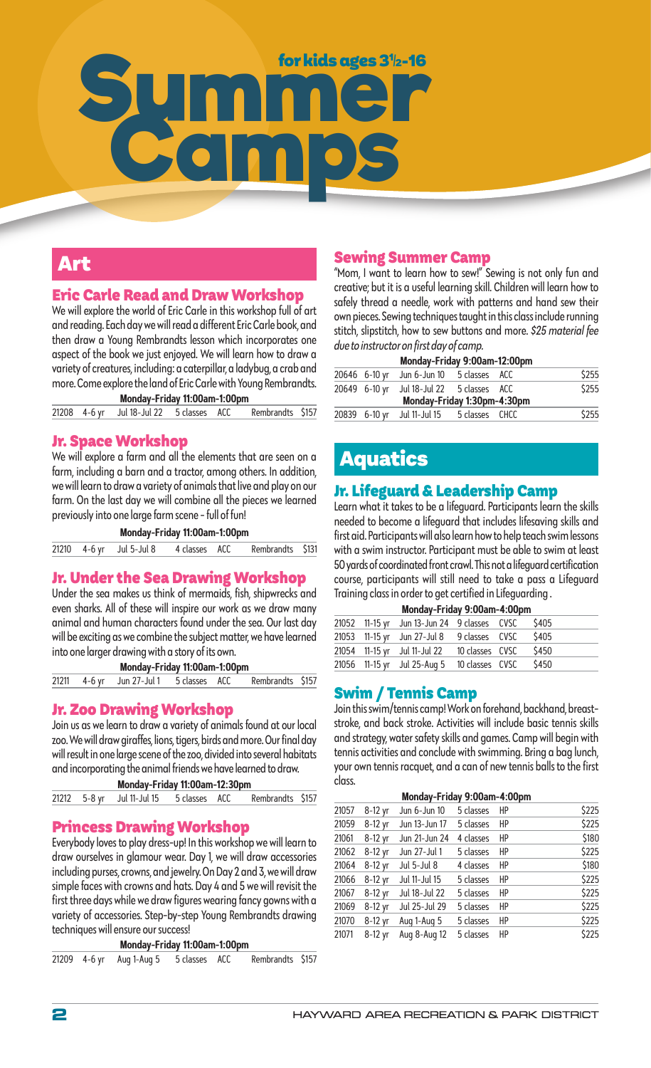# Summer Camps

for kids ages 3½-16

## Art

### Eric Carle Read and Draw Workshop

We will explore the world of Eric Carle in this workshop full of art and reading. Each day we will read a different Eric Carle book, and then draw a Young Rembrandts lesson which incorporates one aspect of the book we just enjoyed. We will learn how to draw a variety of creatures, including: a caterpillar, a ladybug, a crab and more. Come explore the land of Eric Carle with Young Rembrandts.

**Monday-Friday 11:00am-1:00pm**

| | | | | | | |
|---|---|---|---|---|---|---|
| 21208 | 4-6 yr | Jul 18-Jul 22 | 5 classes | ACC | Rembrandts | $157 |

### Jr. Space Workshop

We will explore a farm and all the elements that are seen on a farm, including a barn and a tractor, among others. In addition, we will learn to draw a variety of animals that live and play on our farm. On the last day we will combine all the pieces we learned previously into one large farm scene - full of fun!

**Monday-Friday 11:00am-1:00pm**

| | | | | | | |
|---|---|---|---|---|---|---|
| 21210 | 4-6 yr | Jul 5-Jul 8 | 4 classes | ACC | Rembrandts | $131 |

### Jr. Under the Sea Drawing Workshop

Under the sea makes us think of mermaids, fish, shipwrecks and even sharks. All of these will inspire our work as we draw many animal and human characters found under the sea. Our last day will be exciting as we combine the subject matter, we have learned into one larger drawing with a story of its own.

**Monday-Friday 11:00am-1:00pm**

| | | | | | | |
|---|---|---|---|---|---|---|
| 21211 | 4-6 yr | Jun 27-Jul 1 | 5 classes | ACC | Rembrandts | $157 |

### Jr. Zoo Drawing Workshop

Join us as we learn to draw a variety of animals found at our local zoo. We will draw giraffes, lions, tigers, birds and more. Our final day will result in one large scene of the zoo, divided into several habitats and incorporating the animal friends we have learned to draw.

**Monday-Friday 11:00am-12:30pm**

| | | | | | | |
|---|---|---|---|---|---|---|
| 21212 | 5-8 yr | Jul 11-Jul 15 | 5 classes | ACC | Rembrandts | $157 |

### Princess Drawing Workshop

Everybody loves to play dress-up! In this workshop we will learn to draw ourselves in glamour wear. Day 1, we will draw accessories including purses, crowns, and jewelry. On Day 2 and 3, we will draw simple faces with crowns and hats. Day 4 and 5 we will revisit the first three days while we draw figures wearing fancy gowns with a variety of accessories. Step-by-step Young Rembrandts drawing techniques will ensure our success!

**Monday-Friday 11:00am-1:00pm**

| | | | | | | |
|---|---|---|---|---|---|---|
| 21209 | 4-6 yr | Aug 1-Aug 5 | 5 classes | ACC | Rembrandts | $157 |

### Sewing Summer Camp

"Mom, I want to learn how to sew!" Sewing is not only fun and creative; but it is a useful learning skill. Children will learn how to safely thread a needle, work with patterns and hand sew their own pieces. Sewing techniques taught in this class include running stitch, slipstitch, how to sew buttons and more. *$25 material fee due to instructor on first day of camp.*

**Monday-Friday 9:00am-12:00pm**

| | | | | | |
|---|---|---|---|---|---|
| 20646 | 6-10 yr | Jun 6-Jun 10 | 5 classes | ACC | $255 |
| 20649 | 6-10 yr | Jul 18-Jul 22 | 5 classes | ACC | $255 |

**Monday-Friday 1:30pm-4:30pm**

| | | | | | |
|---|---|---|---|---|---|
| 20839 | 6-10 yr | Jul 11-Jul 15 | 5 classes | CHCC | $255 |

## Aquatics

### Jr. Lifeguard & Leadership Camp

Learn what it takes to be a lifeguard. Participants learn the skills needed to become a lifeguard that includes lifesaving skills and first aid. Participants will also learn how to help teach swim lessons with a swim instructor. Participant must be able to swim at least 50 yards of coordinated front crawl. This not a lifeguard certification course, participants will still need to take a pass a Lifeguard Training class in order to get certified in Lifeguarding .

**Monday-Friday 9:00am-4:00pm**

| | | | | | |
|---|---|---|---|---|---|
| 21052 | 11-15 yr | Jun 13-Jun 24 | 9 classes | CVSC | $405 |
| 21053 | 11-15 yr | Jun 27-Jul 8 | 9 classes | CVSC | $405 |
| 21054 | 11-15 yr | Jul 11-Jul 22 | 10 classes | CVSC | $450 |
| 21056 | 11-15 yr | Jul 25-Aug 5 | 10 classes | CVSC | $450 |

### Swim / Tennis Camp

Join this swim/tennis camp! Work on forehand, backhand, breast-stroke, and back stroke. Activities will include basic tennis skills and strategy, water safety skills and games. Camp will begin with tennis activities and conclude with swimming. Bring a bag lunch, your own tennis racquet, and a can of new tennis balls to the first class.

**Monday-Friday 9:00am-4:00pm**

| | | | | | |
|---|---|---|---|---|---|
| 21057 | 8-12 yr | Jun 6-Jun 10 | 5 classes | HP | $225 |
| 21059 | 8-12 yr | Jun 13-Jun 17 | 5 classes | HP | $225 |
| 21061 | 8-12 yr | Jun 21-Jun 24 | 4 classes | HP | $180 |
| 21062 | 8-12 yr | Jun 27-Jul 1 | 5 classes | HP | $225 |
| 21064 | 8-12 yr | Jul 5-Jul 8 | 4 classes | HP | $180 |
| 21066 | 8-12 yr | Jul 11-Jul 15 | 5 classes | HP | $225 |
| 21067 | 8-12 yr | Jul 18-Jul 22 | 5 classes | HP | $225 |
| 21069 | 8-12 yr | Jul 25-Jul 29 | 5 classes | HP | $225 |
| 21070 | 8-12 yr | Aug 1-Aug 5 | 5 classes | HP | $225 |
| 21071 | 8-12 yr | Aug 8-Aug 12 | 5 classes | HP | $225 |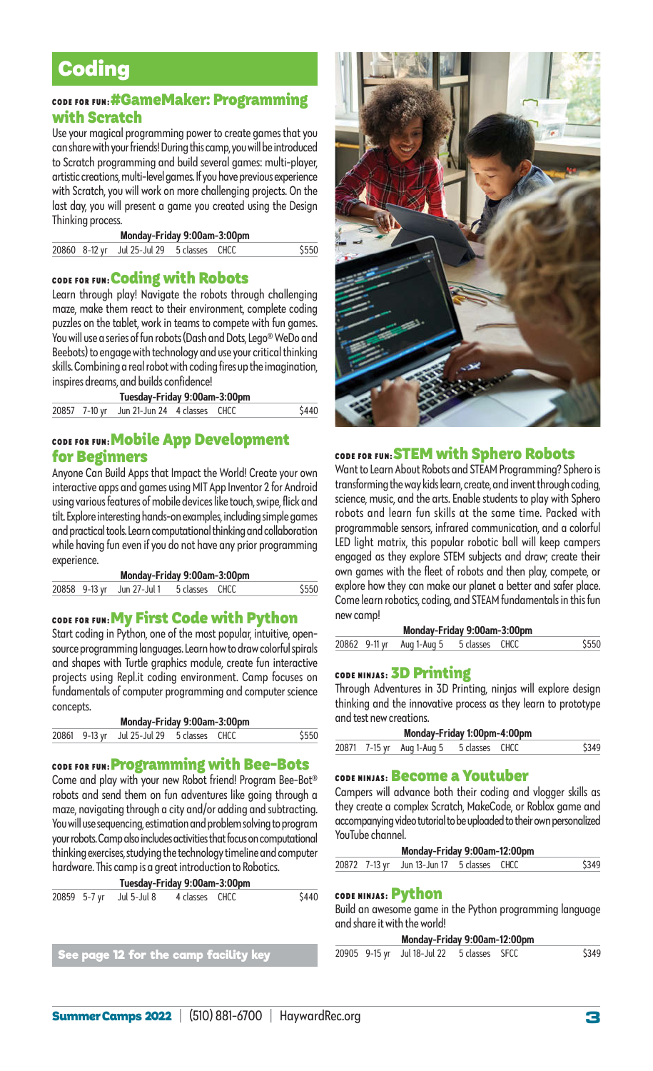# Coding

### CODE FOR FUN: #GameMaker: Programming with Scratch

Use your magical programming power to create games that you can share with your friends! During this camp, you will be introduced to Scratch programming and build several games: multi-player, artistic creations, multi-level games. If you have previous experience with Scratch, you will work on more challenging projects. On the last day, you will present a game you created using the Design Thinking process.

**Monday-Friday 9:00am-3:00pm**

| 20860 | 8-12 yr | Jul 25-Jul 29 | 5 classes | CHCC | $550 |
|---|---|---|---|---|---|

### CODE FOR FUN: Coding with Robots

Learn through play! Navigate the robots through challenging maze, make them react to their environment, complete coding puzzles on the tablet, work in teams to compete with fun games. You will use a series of fun robots (Dash and Dots, Lego® WeDo and Beebots) to engage with technology and use your critical thinking skills. Combining a real robot with coding fires up the imagination, inspires dreams, and builds confidence!

**Tuesday-Friday 9:00am-3:00pm**

| 20857 | 7-10 yr | Jun 21-Jun 24 | 4 classes | CHCC | $440 |
|---|---|---|---|---|---|

### CODE FOR FUN: Mobile App Development for Beginners

Anyone Can Build Apps that Impact the World! Create your own interactive apps and games using MIT App Inventor 2 for Android using various features of mobile devices like touch, swipe, flick and tilt. Explore interesting hands-on examples, including simple games and practical tools. Learn computational thinking and collaboration while having fun even if you do not have any prior programming experience.

**Monday-Friday 9:00am-3:00pm**

| 20858 | 9-13 yr | Jun 27-Jul 1 | 5 classes | CHCC | $550 |
|---|---|---|---|---|---|

### CODE FOR FUN: My First Code with Python

Start coding in Python, one of the most popular, intuitive, open-source programming languages. Learn how to draw colorful spirals and shapes with Turtle graphics module, create fun interactive projects using Repl.it coding environment. Camp focuses on fundamentals of computer programming and computer science concepts.

**Monday-Friday 9:00am-3:00pm**

| 20861 | 9-13 yr | Jul 25-Jul 29 | 5 classes | CHCC | $550 |
|---|---|---|---|---|---|

### CODE FOR FUN: Programming with Bee-Bots

Come and play with your new Robot friend! Program Bee-Bot® robots and send them on fun adventures like going through a maze, navigating through a city and/or adding and subtracting. You will use sequencing, estimation and problem solving to program your robots. Camp also includes activities that focus on computational thinking exercises, studying the technology timeline and computer hardware. This camp is a great introduction to Robotics.

**Tuesday-Friday 9:00am-3:00pm**

| 20859 | 5-7 yr | Jul 5-Jul 8 | 4 classes | CHCC | $440 |
|---|---|---|---|---|---|

**See page 12 for the camp facility key**

### CODE FOR FUN: STEM with Sphero Robots

Want to Learn About Robots and STEAM Programming? Sphero is transforming the way kids learn, create, and invent through coding, science, music, and the arts. Enable students to play with Sphero robots and learn fun skills at the same time. Packed with programmable sensors, infrared communication, and a colorful LED light matrix, this popular robotic ball will keep campers engaged as they explore STEM subjects and draw; create their own games with the fleet of robots and then play, compete, or explore how they can make our planet a better and safer place. Come learn robotics, coding, and STEAM fundamentals in this fun new camp!

**Monday-Friday 9:00am-3:00pm**

| 20862 | 9-11 yr | Aug 1-Aug 5 | 5 classes | CHCC | $550 |
|---|---|---|---|---|---|

### CODE NINJAS: 3D Printing

Through Adventures in 3D Printing, ninjas will explore design thinking and the innovative process as they learn to prototype and test new creations.

**Monday-Friday 1:00pm-4:00pm**

| 20871 | 7-15 yr | Aug 1-Aug 5 | 5 classes | CHCC | $349 |
|---|---|---|---|---|---|

### CODE NINJAS: Become a Youtuber

Campers will advance both their coding and vlogger skills as they create a complex Scratch, MakeCode, or Roblox game and accompanying video tutorial to be uploaded to their own personalized YouTube channel.

**Monday-Friday 9:00am-12:00pm**

| 20872 | 7-13 yr | Jun 13-Jun 17 | 5 classes | CHCC | $349 |
|---|---|---|---|---|---|

### CODE NINJAS: Python

Build an awesome game in the Python programming language and share it with the world!

**Monday-Friday 9:00am-12:00pm**

| 20905 | 9-15 yr | Jul 18-Jul 22 | 5 classes | SFCC | $349 |
|---|---|---|---|---|---|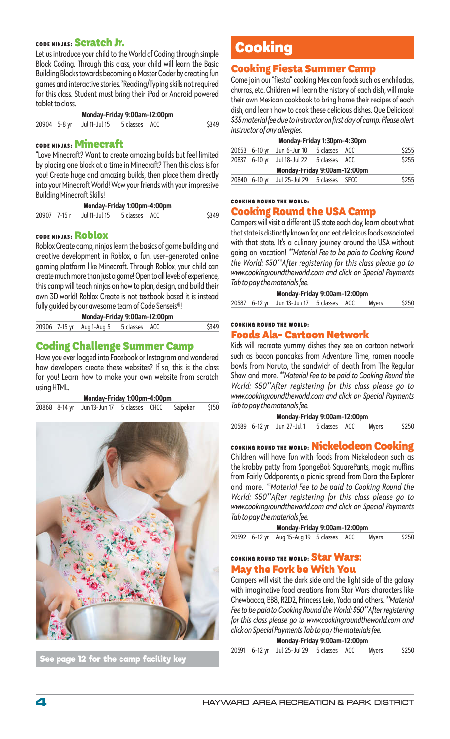### CODE NINJAS: Scratch Jr.

Let us introduce your child to the World of Coding through simple Block Coding. Through this class, your child will learn the Basic Building Blocks towards becoming a Master Coder by creating fun games and interactive stories. *Reading/Typing skills not required for this class. Student must bring their iPad or Android powered tablet to class.

**Monday-Friday 9:00am-12:00pm**

| | | | | | |
|---|---|---|---|---|---|
| 20904 | 5-8 yr | Jul 11-Jul 15 | 5 classes | ACC | $349 |

### CODE NINJAS: Minecraft

"Love Minecraft? Want to create amazing builds but feel limited by placing one block at a time in Minecraft? Then this class is for you! Create huge and amazing builds, then place them directly into your Minecraft World! Wow your friends with your impressive Building Minecraft Skills!

**Monday-Friday 1:00pm-4:00pm**

| | | | | | |
|---|---|---|---|---|---|
| 20907 | 7-15 r | Jul 11-Jul 15 | 5 classes | ACC | $349 |

### CODE NINJAS: Roblox

Roblox Create camp, ninjas learn the basics of game building and creative development in Roblox, a fun, user-generated online gaming platform like Minecraft. Through Roblox, your child can create much more than just a game! Open to all levels of experience, this camp will teach ninjas on how to plan, design, and build their own 3D world! Roblox Create is not textbook based it is instead fully guided by our awesome team of Code Senseis®!

**Monday-Friday 9:00am-12:00pm**

| | | | | | |
|---|---|---|---|---|---|
| 20906 | 7-15 yr | Aug 1-Aug 5 | 5 classes | ACC | $349 |

### Coding Challenge Summer Camp

Have you ever logged into Facebook or Instagram and wondered how developers create these websites? If so, this is the class for you! Learn how to make your own website from scratch using HTML.

**Monday-Friday 1:00pm-4:00pm**

| | | | | | | |
|---|---|---|---|---|---|---|
| 20868 | 8-14 yr | Jun 13-Jun 17 | 5 classes | CHCC | Salpekar | $150 |

**See page 12 for the camp facility key**

# Cooking

### Cooking Fiesta Summer Camp

Come join our "fiesta" cooking Mexican foods such as enchiladas, churros, etc. Children will learn the history of each dish, will make their own Mexican cookbook to bring home their recipes of each dish, and learn how to cook these delicious dishes. Que Delicioso! *$35 material fee due to instructor on first day of camp. Please alert instructor of any allergies.*

**Monday-Friday 1:30pm-4:30pm**

| | | | | | |
|---|---|---|---|---|---|
| 20653 | 6-10 yr | Jun 6-Jun 10 | 5 classes | ACC | $255 |
| 20837 | 6-10 yr | Jul 18-Jul 22 | 5 classes | ACC | $255 |

**Monday-Friday 9:00am-12:00pm**

| | | | | | |
|---|---|---|---|---|---|
| 20840 | 6-10 yr | Jul 25-Jul 29 | 5 classes | SFCC | $255 |

### COOKING ROUND THE WORLD: Cooking Round the USA Camp

Campers will visit a different US state each day, learn about what that state is distinctly known for, and eat delicious foods associated with that state. It's a culinary journey around the USA without going on vacation! *\*\*Material Fee to be paid to Cooking Round the World: $50\*\*After registering for this class please go to www.cookingroundtheworld.com and click on Special Payments Tab to pay the materials fee.*

**Monday-Friday 9:00am-12:00pm**

| | | | | | | |
|---|---|---|---|---|---|---|
| 20587 | 6-12 yr | Jun 13-Jun 17 | 5 classes | ACC | Myers | $250 |

### COOKING ROUND THE WORLD: Foods Ala- Cartoon Network

Kids will recreate yummy dishes they see on cartoon network such as bacon pancakes from Adventure Time, ramen noodle bowls from Naruto, the sandwich of death from The Regular Show and more. *\*\*Material Fee to be paid to Cooking Round the World: $50\*\*After registering for this class please go to www.cookingroundtheworld.com and click on Special Payments Tab to pay the materials fee.*

**Monday-Friday 9:00am-12:00pm**

| | | | | | | |
|---|---|---|---|---|---|---|
| 20589 | 6-12 yr | Jun 27-Jul 1 | 5 classes | ACC | Myers | $250 |

### COOKING ROUND THE WORLD: Nickelodeon Cooking

Children will have fun with foods from Nickelodeon such as the krabby patty from SpongeBob SquarePants, magic muffins from Fairly Oddparents, a picnic spread from Dora the Explorer and more. *\*\*Material Fee to be paid to Cooking Round the World: $50\*\*After registering for this class please go to www.cookingroundtheworld.com and click on Special Payments Tab to pay the materials fee.*

**Monday-Friday 9:00am-12:00pm**

| | | | | | | |
|---|---|---|---|---|---|---|
| 20592 | 6-12 yr | Aug 15-Aug 19 | 5 classes | ACC | Myers | $250 |

### COOKING ROUND THE WORLD: Star Wars: May the Fork be With You

Campers will visit the dark side and the light side of the galaxy with imaginative food creations from Star Wars characters like Chewbacca, BB8, R2D2, Princess Leia, Yoda and others. *\*\*Material Fee to be paid to Cooking Round the World: $50\*\*After registering for this class please go to www.cookingroundtheworld.com and click on Special Payments Tab to pay the materials fee.*

**Monday-Friday 9:00am-12:00pm**

| | | | | | | |
|---|---|---|---|---|---|---|
| 20591 | 6-12 yr | Jul 25-Jul 29 | 5 classes | ACC | Myers | $250 |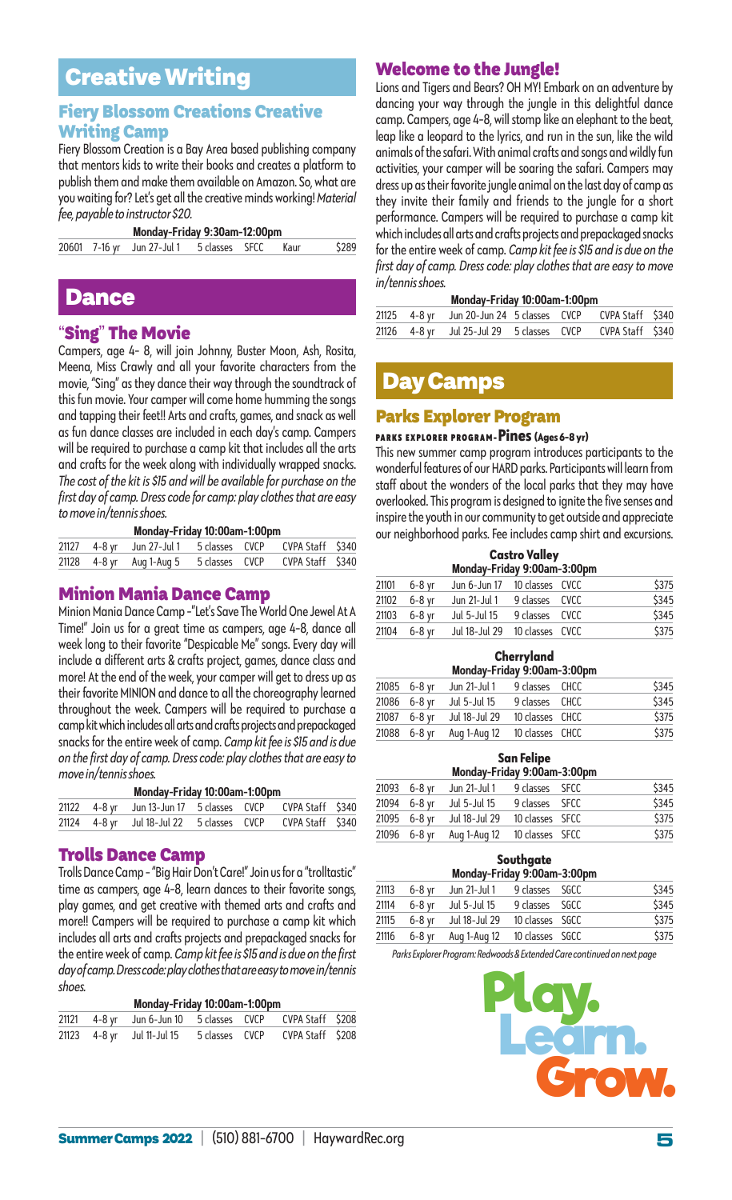# Creative Writing

## Fiery Blossom Creations Creative Writing Camp

Fiery Blossom Creation is a Bay Area based publishing company that mentors kids to write their books and creates a platform to publish them and make them available on Amazon. So, what are you waiting for? Let's get all the creative minds working! *Material fee, payable to instructor $20.*

| Monday-Friday 9:30am-12:00pm | | | | | | |
|---|---|---|---|---|---|---|
| 20601 | 7-16 yr | Jun 27-Jul 1 | 5 classes | SFCC | Kaur | $289 |

# Dance

## "Sing" The Movie

Campers, age 4- 8, will join Johnny, Buster Moon, Ash, Rosita, Meena, Miss Crawly and all your favorite characters from the movie, "Sing" as they dance their way through the soundtrack of this fun movie. Your camper will come home humming the songs and tapping their feet!! Arts and crafts, games, and snack as well as fun dance classes are included in each day's camp. Campers will be required to purchase a camp kit that includes all the arts and crafts for the week along with individually wrapped snacks. *The cost of the kit is $15 and will be available for purchase on the first day of camp. Dress code for camp: play clothes that are easy to move in/tennis shoes.*

| Monday-Friday 10:00am-1:00pm | | | | | | |
|---|---|---|---|---|---|---|
| 21127 | 4-8 yr | Jun 27-Jul 1 | 5 classes | CVCP | CVPA Staff | $340 |
| 21128 | 4-8 yr | Aug 1-Aug 5 | 5 classes | CVCP | CVPA Staff | $340 |

## Minion Mania Dance Camp

Minion Mania Dance Camp –"Let's Save The World One Jewel At A Time!" Join us for a great time as campers, age 4-8, dance all week long to their favorite "Despicable Me" songs. Every day will include a different arts & crafts project, games, dance class and more! At the end of the week, your camper will get to dress up as their favorite MINION and dance to all the choreography learned throughout the week. Campers will be required to purchase a camp kit which includes all arts and crafts projects and prepackaged snacks for the entire week of camp. *Camp kit fee is $15 and is due on the first day of camp. Dress code: play clothes that are easy to move in/tennis shoes.*

| Monday-Friday 10:00am-1:00pm | | | | | | |
|---|---|---|---|---|---|---|
| 21122 | 4-8 yr | Jun 13-Jun 17 | 5 classes | CVCP | CVPA Staff | $340 |
| 21124 | 4-8 yr | Jul 18-Jul 22 | 5 classes | CVCP | CVPA Staff | $340 |

## Trolls Dance Camp

Trolls Dance Camp – "Big Hair Don't Care!" Join us for a "trolltastic" time as campers, age 4-8, learn dances to their favorite songs, play games, and get creative with themed arts and crafts and more!! Campers will be required to purchase a camp kit which includes all arts and crafts projects and prepackaged snacks for the entire week of camp. *Camp kit fee is $15 and is due on the first day of camp. Dress code: play clothes that are easy to move in/tennis shoes.*

| Monday-Friday 10:00am-1:00pm | | | | | | |
|---|---|---|---|---|---|---|
| 21121 | 4-8 yr | Jun 6-Jun 10 | 5 classes | CVCP | CVPA Staff | $208 |
| 21123 | 4-8 yr | Jul 11-Jul 15 | 5 classes | CVCP | CVPA Staff | $208 |

## Welcome to the Jungle!

Lions and Tigers and Bears? OH MY! Embark on an adventure by dancing your way through the jungle in this delightful dance camp. Campers, age 4-8, will stomp like an elephant to the beat, leap like a leopard to the lyrics, and run in the sun, like the wild animals of the safari. With animal crafts and songs and wildly fun activities, your camper will be soaring the safari. Campers may dress up as their favorite jungle animal on the last day of camp as they invite their family and friends to the jungle for a short performance. Campers will be required to purchase a camp kit which includes all arts and crafts projects and prepackaged snacks for the entire week of camp. *Camp kit fee is $15 and is due on the first day of camp. Dress code: play clothes that are easy to move in/tennis shoes.*

| Monday-Friday 10:00am-1:00pm | | | | | | |
|---|---|---|---|---|---|---|
| 21125 | 4-8 yr | Jun 20-Jun 24 | 5 classes | CVCP | CVPA Staff | $340 |
| 21126 | 4-8 yr | Jul 25-Jul 29 | 5 classes | CVCP | CVPA Staff | $340 |

# Day Camps

## Parks Explorer Program

### PARKS EXPLORER PROGRAM - Pines (Ages 6-8 yr)

This new summer camp program introduces participants to the wonderful features of our HARD parks. Participants will learn from staff about the wonders of the local parks that they may have overlooked. This program is designed to ignite the five senses and inspire the youth in our community to get outside and appreciate our neighborhood parks. Fee includes camp shirt and excursions.

**Castro Valley**

| Monday-Friday 9:00am-3:00pm | | | | | |
|---|---|---|---|---|---|
| 21101 | 6-8 yr | Jun 6-Jun 17 | 10 classes | CVCC | $375 |
| 21102 | 6-8 yr | Jun 21-Jul 1 | 9 classes | CVCC | $345 |
| 21103 | 6-8 yr | Jul 5-Jul 15 | 9 classes | CVCC | $345 |
| 21104 | 6-8 yr | Jul 18-Jul 29 | 10 classes | CVCC | $375 |

**Cherryland**

| Monday-Friday 9:00am-3:00pm | | | | | |
|---|---|---|---|---|---|
| 21085 | 6-8 yr | Jun 21-Jul 1 | 9 classes | CHCC | $345 |
| 21086 | 6-8 yr | Jul 5-Jul 15 | 9 classes | CHCC | $345 |
| 21087 | 6-8 yr | Jul 18-Jul 29 | 10 classes | CHCC | $375 |
| 21088 | 6-8 yr | Aug 1-Aug 12 | 10 classes | CHCC | $375 |

**San Felipe**

| Monday-Friday 9:00am-3:00pm | | | | | |
|---|---|---|---|---|---|
| 21093 | 6-8 yr | Jun 21-Jul 1 | 9 classes | SFCC | $345 |
| 21094 | 6-8 yr | Jul 5-Jul 15 | 9 classes | SFCC | $345 |
| 21095 | 6-8 yr | Jul 18-Jul 29 | 10 classes | SFCC | $375 |
| 21096 | 6-8 yr | Aug 1-Aug 12 | 10 classes | SFCC | $375 |

**Southgate**

| Monday-Friday 9:00am-3:00pm | | | | | |
|---|---|---|---|---|---|
| 21113 | 6-8 yr | Jun 21-Jul 1 | 9 classes | SGCC | $345 |
| 21114 | 6-8 yr | Jul 5-Jul 15 | 9 classes | SGCC | $345 |
| 21115 | 6-8 yr | Jul 18-Jul 29 | 10 classes | SGCC | $375 |
| 21116 | 6-8 yr | Aug 1-Aug 12 | 10 classes | SGCC | $375 |

*Parks Explorer Program: Redwoods & Extended Care continued on next page*

Play. Learn. Grow.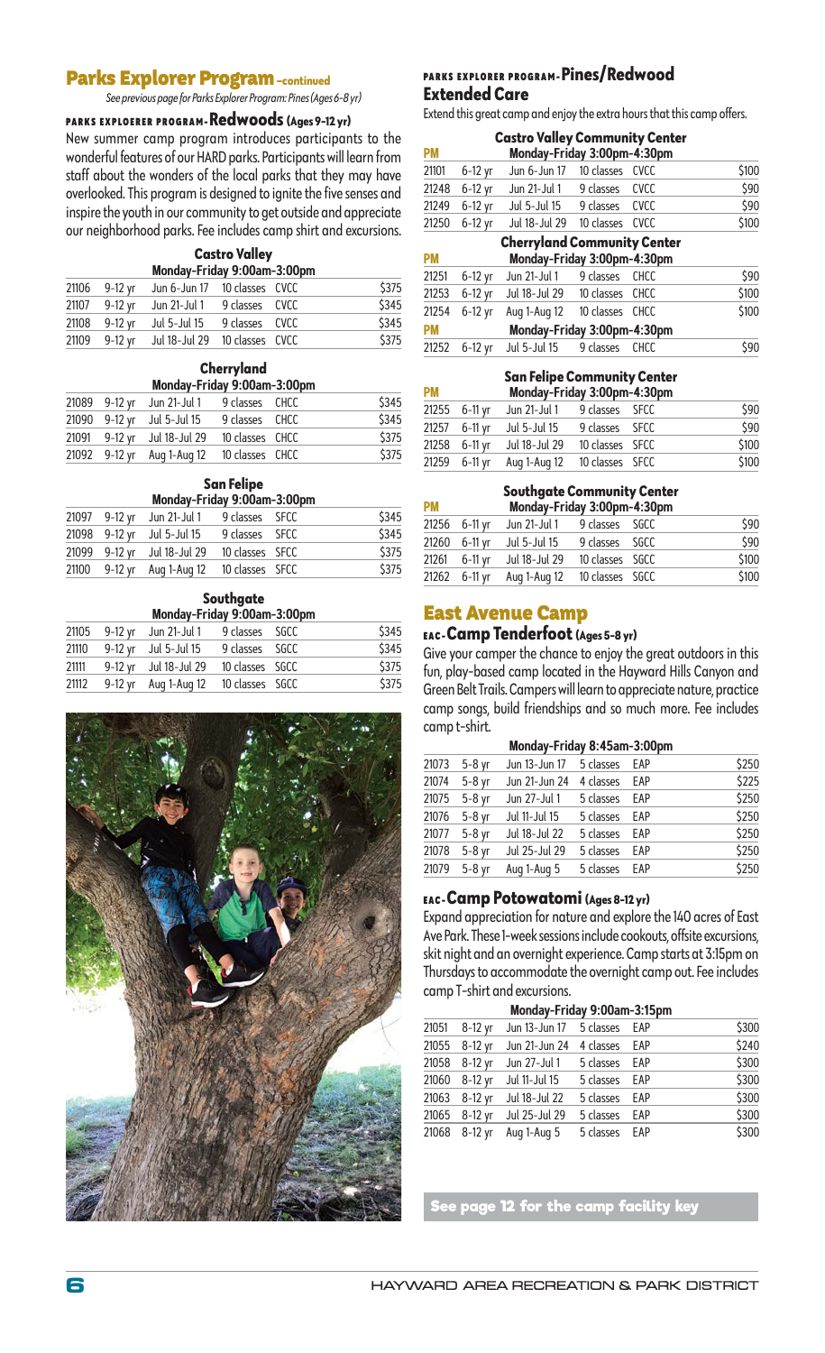## Parks Explorer Program –continued

*See previous page for Parks Explorer Program: Pines (Ages 6-8 yr)*

### PARKS EXPLOERER PROGRAM- Redwoods (Ages 9-12 yr)

New summer camp program introduces participants to the wonderful features of our HARD parks. Participants will learn from staff about the wonders of the local parks that they may have overlooked. This program is designed to ignite the five senses and inspire the youth in our community to get outside and appreciate our neighborhood parks. Fee includes camp shirt and excursions.

**Castro Valley**
**Monday-Friday 9:00am-3:00pm**

| | | | | | |
|---|---|---|---|---|---|
| 21106 | 9-12 yr | Jun 6-Jun 17 | 10 classes | CVCC | $375 |
| 21107 | 9-12 yr | Jun 21-Jul 1 | 9 classes | CVCC | $345 |
| 21108 | 9-12 yr | Jul 5-Jul 15 | 9 classes | CVCC | $345 |
| 21109 | 9-12 yr | Jul 18-Jul 29 | 10 classes | CVCC | $375 |

**Cherryland**
**Monday-Friday 9:00am-3:00pm**

| | | | | | |
|---|---|---|---|---|---|
| 21089 | 9-12 yr | Jun 21-Jul 1 | 9 classes | CHCC | $345 |
| 21090 | 9-12 yr | Jul 5-Jul 15 | 9 classes | CHCC | $345 |
| 21091 | 9-12 yr | Jul 18-Jul 29 | 10 classes | CHCC | $375 |
| 21092 | 9-12 yr | Aug 1-Aug 12 | 10 classes | CHCC | $375 |

**San Felipe**
**Monday-Friday 9:00am-3:00pm**

| | | | | | |
|---|---|---|---|---|---|
| 21097 | 9-12 yr | Jun 21-Jul 1 | 9 classes | SFCC | $345 |
| 21098 | 9-12 yr | Jul 5-Jul 15 | 9 classes | SFCC | $345 |
| 21099 | 9-12 yr | Jul 18-Jul 29 | 10 classes | SFCC | $375 |
| 21100 | 9-12 yr | Aug 1-Aug 12 | 10 classes | SFCC | $375 |

**Southgate**
**Monday-Friday 9:00am-3:00pm**

| | | | | | |
|---|---|---|---|---|---|
| 21105 | 9-12 yr | Jun 21-Jul 1 | 9 classes | SGCC | $345 |
| 21110 | 9-12 yr | Jul 5-Jul 15 | 9 classes | SGCC | $345 |
| 21111 | 9-12 yr | Jul 18-Jul 29 | 10 classes | SGCC | $375 |
| 21112 | 9-12 yr | Aug 1-Aug 12 | 10 classes | SGCC | $375 |

### PARKS EXPLORER PROGRAM- Pines/Redwood Extended Care

Extend this great camp and enjoy the extra hours that this camp offers.

**Castro Valley Community Center**
**PM Monday-Friday 3:00pm-4:30pm**

| | | | | | |
|---|---|---|---|---|---|
| 21101 | 6-12 yr | Jun 6-Jun 17 | 10 classes | CVCC | $100 |
| 21248 | 6-12 yr | Jun 21-Jul 1 | 9 classes | CVCC | $90 |
| 21249 | 6-12 yr | Jul 5-Jul 15 | 9 classes | CVCC | $90 |
| 21250 | 6-12 yr | Jul 18-Jul 29 | 10 classes | CVCC | $100 |

**Cherryland Community Center**
**PM Monday-Friday 3:00pm-4:30pm**

| | | | | | |
|---|---|---|---|---|---|
| 21251 | 6-12 yr | Jun 21-Jul 1 | 9 classes | CHCC | $90 |
| 21253 | 6-12 yr | Jul 18-Jul 29 | 10 classes | CHCC | $100 |
| 21254 | 6-12 yr | Aug 1-Aug 12 | 10 classes | CHCC | $100 |

**PM Monday-Friday 3:00pm-4:30pm**

| | | | | | |
|---|---|---|---|---|---|
| 21252 | 6-12 yr | Jul 5-Jul 15 | 9 classes | CHCC | $90 |

**San Felipe Community Center**
**PM Monday-Friday 3:00pm-4:30pm**

| | | | | | |
|---|---|---|---|---|---|
| 21255 | 6-11 yr | Jun 21-Jul 1 | 9 classes | SFCC | $90 |
| 21257 | 6-11 yr | Jul 5-Jul 15 | 9 classes | SFCC | $90 |
| 21258 | 6-11 yr | Jul 18-Jul 29 | 10 classes | SFCC | $100 |
| 21259 | 6-11 yr | Aug 1-Aug 12 | 10 classes | SFCC | $100 |

**Southgate Community Center**
**PM Monday-Friday 3:00pm-4:30pm**

| | | | | | |
|---|---|---|---|---|---|
| 21256 | 6-11 yr | Jun 21-Jul 1 | 9 classes | SGCC | $90 |
| 21260 | 6-11 yr | Jul 5-Jul 15 | 9 classes | SGCC | $90 |
| 21261 | 6-11 yr | Jul 18-Jul 29 | 10 classes | SGCC | $100 |
| 21262 | 6-11 yr | Aug 1-Aug 12 | 10 classes | SGCC | $100 |

## East Avenue Camp

### EAC- Camp Tenderfoot (Ages 5-8 yr)

Give your camper the chance to enjoy the great outdoors in this fun, play-based camp located in the Hayward Hills Canyon and Green Belt Trails. Campers will learn to appreciate nature, practice camp songs, build friendships and so much more. Fee includes camp t-shirt.

**Monday-Friday 8:45am-3:00pm**

| | | | | | |
|---|---|---|---|---|---|
| 21073 | 5-8 yr | Jun 13-Jun 17 | 5 classes | EAP | $250 |
| 21074 | 5-8 yr | Jun 21-Jun 24 | 4 classes | EAP | $225 |
| 21075 | 5-8 yr | Jun 27-Jul 1 | 5 classes | EAP | $250 |
| 21076 | 5-8 yr | Jul 11-Jul 15 | 5 classes | EAP | $250 |
| 21077 | 5-8 yr | Jul 18-Jul 22 | 5 classes | EAP | $250 |
| 21078 | 5-8 yr | Jul 25-Jul 29 | 5 classes | EAP | $250 |
| 21079 | 5-8 yr | Aug 1-Aug 5 | 5 classes | EAP | $250 |

### EAC- Camp Potowatomi (Ages 8-12 yr)

Expand appreciation for nature and explore the 140 acres of East Ave Park. These 1-week sessions include cookouts, offsite excursions, skit night and an overnight experience. Camp starts at 3:15pm on Thursdays to accommodate the overnight camp out. Fee includes camp T-shirt and excursions.

**Monday-Friday 9:00am-3:15pm**

| | | | | | |
|---|---|---|---|---|---|
| 21051 | 8-12 yr | Jun 13-Jun 17 | 5 classes | EAP | $300 |
| 21055 | 8-12 yr | Jun 21-Jun 24 | 4 classes | EAP | $240 |
| 21058 | 8-12 yr | Jun 27-Jul 1 | 5 classes | EAP | $300 |
| 21060 | 8-12 yr | Jul 11-Jul 15 | 5 classes | EAP | $300 |
| 21063 | 8-12 yr | Jul 18-Jul 22 | 5 classes | EAP | $300 |
| 21065 | 8-12 yr | Jul 25-Jul 29 | 5 classes | EAP | $300 |
| 21068 | 8-12 yr | Aug 1-Aug 5 | 5 classes | EAP | $300 |

**See page 12 for the camp facility key**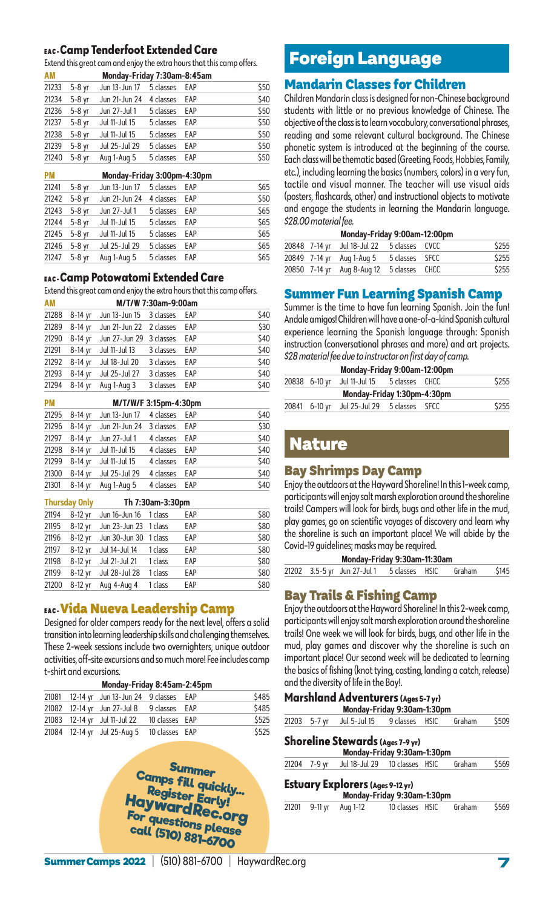## EAC-Camp Tenderfoot Extended Care

Extend this great cam and enjoy the extra hours that this camp offers.

| AM | | Monday-Friday 7:30am-8:45am | | | |
|---|---|---|---|---|---|
| 21233 | 5-8 yr | Jun 13-Jun 17 | 5 classes | EAP | $50 |
| 21234 | 5-8 yr | Jun 21-Jun 24 | 4 classes | EAP | $40 |
| 21236 | 5-8 yr | Jun 27-Jul 1 | 5 classes | EAP | $50 |
| 21237 | 5-8 yr | Jul 11-Jul 15 | 5 classes | EAP | $50 |
| 21238 | 5-8 yr | Jul 11-Jul 15 | 5 classes | EAP | $50 |
| 21239 | 5-8 yr | Jul 25-Jul 29 | 5 classes | EAP | $50 |
| 21240 | 5-8 yr | Aug 1-Aug 5 | 5 classes | EAP | $50 |

| PM | | Monday-Friday 3:00pm-4:30pm | | | |
|---|---|---|---|---|---|
| 21241 | 5-8 yr | Jun 13-Jun 17 | 5 classes | EAP | $65 |
| 21242 | 5-8 yr | Jun 21-Jun 24 | 4 classes | EAP | $50 |
| 21243 | 5-8 yr | Jun 27-Jul 1 | 5 classes | EAP | $65 |
| 21244 | 5-8 yr | Jul 11-Jul 15 | 5 classes | EAP | $65 |
| 21245 | 5-8 yr | Jul 11-Jul 15 | 5 classes | EAP | $65 |
| 21246 | 5-8 yr | Jul 25-Jul 29 | 5 classes | EAP | $65 |
| 21247 | 5-8 yr | Aug 1-Aug 5 | 5 classes | EAP | $65 |

## EAC-Camp Potowatomi Extended Care

Extend this great cam and enjoy the extra hours that this camp offers.

| AM | | M/T/W 7:30am-9:00am | | | |
|---|---|---|---|---|---|
| 21288 | 8-14 yr | Jun 13-Jun 15 | 3 classes | EAP | $40 |
| 21289 | 8-14 yr | Jun 21-Jun 22 | 2 classes | EAP | $30 |
| 21290 | 8-14 yr | Jun 27-Jun 29 | 3 classes | EAP | $40 |
| 21291 | 8-14 yr | Jul 11-Jul 13 | 3 classes | EAP | $40 |
| 21292 | 8-14 yr | Jul 18-Jul 20 | 3 classes | EAP | $40 |
| 21293 | 8-14 yr | Jul 25-Jul 27 | 3 classes | EAP | $40 |
| 21294 | 8-14 yr | Aug 1-Aug 3 | 3 classes | EAP | $40 |

| PM | | M/T/W/F 3:15pm-4:30pm | | | |
|---|---|---|---|---|---|
| 21295 | 8-14 yr | Jun 13-Jun 17 | 4 classes | EAP | $40 |
| 21296 | 8-14 yr | Jun 21-Jun 24 | 3 classes | EAP | $30 |
| 21297 | 8-14 yr | Jun 27-Jul 1 | 4 classes | EAP | $40 |
| 21298 | 8-14 yr | Jul 11-Jul 15 | 4 classes | EAP | $40 |
| 21299 | 8-14 yr | Jul 11-Jul 15 | 4 classes | EAP | $40 |
| 21300 | 8-14 yr | Jul 25-Jul 29 | 4 classes | EAP | $40 |
| 21301 | 8-14 yr | Aug 1-Aug 5 | 4 classes | EAP | $40 |

| Thursday Only | | Th 7:30am-3:30pm | | | |
|---|---|---|---|---|---|
| 21194 | 8-12 yr | Jun 16-Jun 16 | 1 class | EAP | $80 |
| 21195 | 8-12 yr | Jun 23-Jun 23 | 1 class | EAP | $80 |
| 21196 | 8-12 yr | Jun 30-Jun 30 | 1 class | EAP | $80 |
| 21197 | 8-12 yr | Jul 14-Jul 14 | 1 class | EAP | $80 |
| 21198 | 8-12 yr | Jul 21-Jul 21 | 1 class | EAP | $80 |
| 21199 | 8-12 yr | Jul 28-Jul 28 | 1 class | EAP | $80 |
| 21200 | 8-12 yr | Aug 4-Aug 4 | 1 class | EAP | $80 |

## EAC-Vida Nueva Leadership Camp

Designed for older campers ready for the next level, offers a solid transition into learning leadership skills and challenging themselves. These 2-week sessions include two overnighters, unique outdoor activities, off-site excursions and so much more! Fee includes camp t-shirt and excursions.

| | | Monday-Friday 8:45am-2:45pm | | | |
|---|---|---|---|---|---|
| 21081 | 12-14 yr | Jun 13-Jun 24 | 9 classes | EAP | $485 |
| 21082 | 12-14 yr | Jun 27-Jul 8 | 9 classes | EAP | $485 |
| 21083 | 12-14 yr | Jul 11-Jul 22 | 10 classes | EAP | $525 |
| 21084 | 12-14 yr | Jul 25-Aug 5 | 10 classes | EAP | $525 |

**Summer Camps fill quickly... Register Early! HaywardRec.org For questions please call (510) 881-6700**

# Foreign Language

## Mandarin Classes for Children

Children Mandarin class is designed for non-Chinese background students with little or no previous knowledge of Chinese. The objective of the class is to learn vocabulary, conversational phrases, reading and some relevant cultural background. The Chinese phonetic system is introduced at the beginning of the course. Each class will be thematic based (Greeting, Foods, Hobbies, Family, etc.), including learning the basics (numbers, colors) in a very fun, tactile and visual manner. The teacher will use visual aids (posters, flashcards, other) and instructional objects to motivate and engage the students in learning the Mandarin language. *$28.00 material fee.*

| | | Monday-Friday 9:00am-12:00pm | | | |
|---|---|---|---|---|---|
| 20848 | 7-14 yr | Jul 18-Jul 22 | 5 classes | CVCC | $255 |
| 20849 | 7-14 yr | Aug 1-Aug 5 | 5 classes | SFCC | $255 |
| 20850 | 7-14 yr | Aug 8-Aug 12 | 5 classes | CHCC | $255 |

## Summer Fun Learning Spanish Camp

Summer is the time to have fun learning Spanish. Join the fun! Andale amigos! Children will have a one-of-a-kind Spanish cultural experience learning the Spanish language through: Spanish instruction (conversational phrases and more) and art projects. *$28 material fee due to instructor on first day of camp.*

| | | Monday-Friday 9:00am-12:00pm | | | |
|---|---|---|---|---|---|
| 20838 | 6-10 yr | Jul 11-Jul 15 | 5 classes | CHCC | $255 |
| | | **Monday-Friday 1:30pm-4:30pm** | | | |
| 20841 | 6-10 yr | Jul 25-Jul 29 | 5 classes | SFCC | $255 |

# Nature

## Bay Shrimps Day Camp

Enjoy the outdoors at the Hayward Shoreline! In this 1-week camp, participants will enjoy salt marsh exploration around the shoreline trails! Campers will look for birds, bugs and other life in the mud, play games, go on scientific voyages of discovery and learn why the shoreline is such an important place! We will abide by the Covid-19 guidelines; masks may be required.

| | | Monday-Friday 9:30am-11:30am | | | | |
|---|---|---|---|---|---|---|
| 21202 | 3.5-5 yr | Jun 27-Jul 1 | 5 classes | HSIC | Graham | $145 |

## Bay Trails & Fishing Camp

Enjoy the outdoors at the Hayward Shoreline! In this 2-week camp, participants will enjoy salt marsh exploration around the shoreline trails! One week we will look for birds, bugs, and other life in the mud, play games and discover why the shoreline is such an important place! Our second week will be dedicated to learning the basics of fishing (knot tying, casting, landing a catch, release) and the diversity of life in the Bay!.

### Marshland Adventurers (Ages 5-7 yr)

| | | Monday-Friday 9:30am-1:30pm | | | | |
|---|---|---|---|---|---|---|
| 21203 | 5-7 yr | Jul 5-Jul 15 | 9 classes | HSIC | Graham | $509 |

### Shoreline Stewards (Ages 7-9 yr)

| | | Monday-Friday 9:30am-1:30pm | | | | |
|---|---|---|---|---|---|---|
| 21204 | 7-9 yr | Jul 18-Jul 29 | 10 classes | HSIC | Graham | $569 |

### Estuary Explorers (Ages 9-12 yr)

| | | Monday-Friday 9:30am-1:30pm | | | | |
|---|---|---|---|---|---|---|
| 21201 | 9-11 yr | Aug 1-12 | 10 classes | HSIC | Graham | $569 |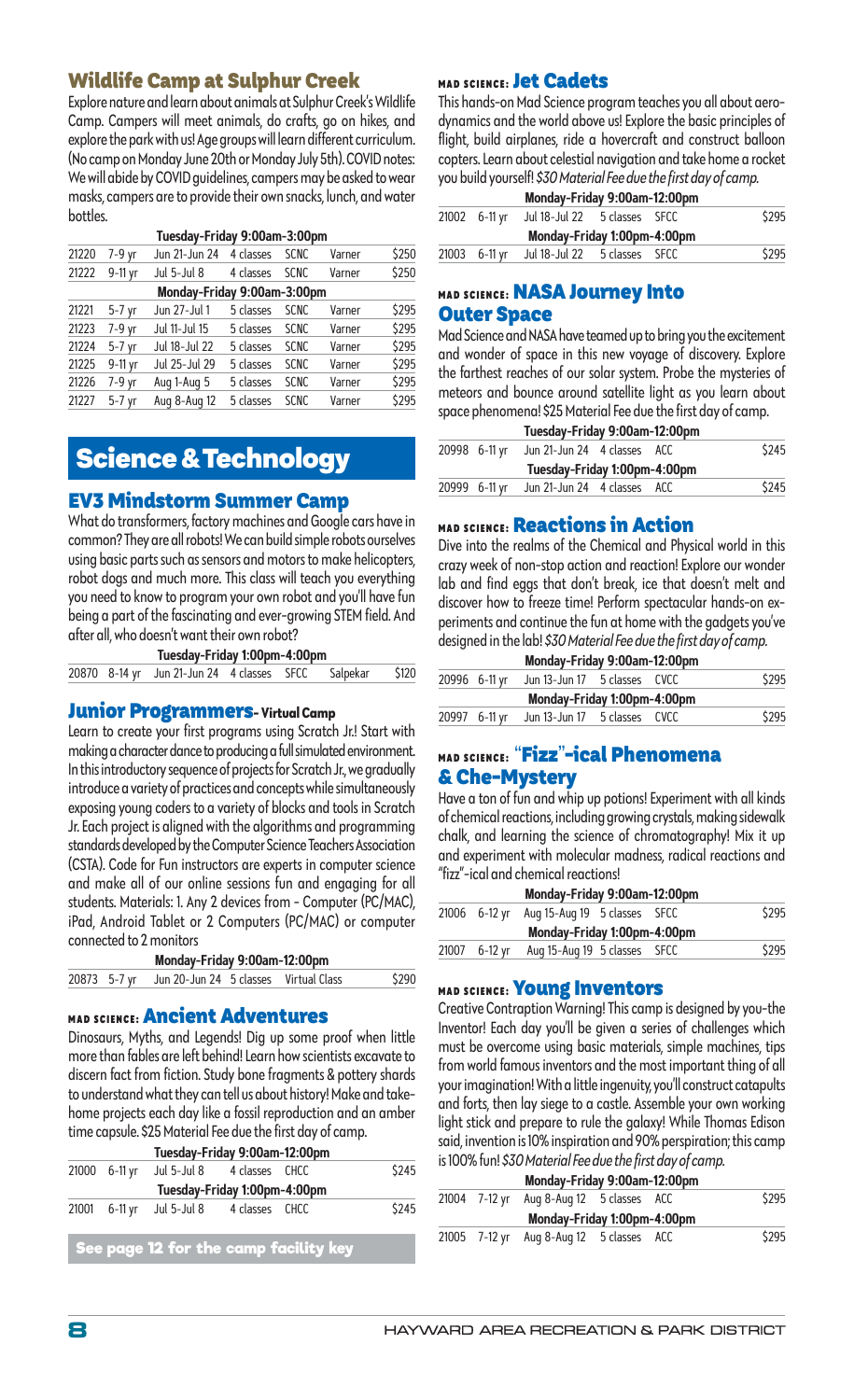## Wildlife Camp at Sulphur Creek

Explore nature and learn about animals at Sulphur Creek's Wildlife Camp. Campers will meet animals, do crafts, go on hikes, and explore the park with us! Age groups will learn different curriculum. (No camp on Monday June 20th or Monday July 5th). COVID notes: We will abide by COVID guidelines, campers may be asked to wear masks, campers are to provide their own snacks, lunch, and water bottles.

| | | | | | | |
|---|---|---|---|---|---|---|
| **Tuesday-Friday 9:00am-3:00pm** | | | | | | |
| 21220 | 7-9 yr | Jun 21-Jun 24 | 4 classes | SCNC | Varner | $250 |
| 21222 | 9-11 yr | Jul 5-Jul 8 | 4 classes | SCNC | Varner | $250 |
| **Monday-Friday 9:00am-3:00pm** | | | | | | |
| 21221 | 5-7 yr | Jun 27-Jul 1 | 5 classes | SCNC | Varner | $295 |
| 21223 | 7-9 yr | Jul 11-Jul 15 | 5 classes | SCNC | Varner | $295 |
| 21224 | 5-7 yr | Jul 18-Jul 22 | 5 classes | SCNC | Varner | $295 |
| 21225 | 9-11 yr | Jul 25-Jul 29 | 5 classes | SCNC | Varner | $295 |
| 21226 | 7-9 yr | Aug 1-Aug 5 | 5 classes | SCNC | Varner | $295 |
| 21227 | 5-7 yr | Aug 8-Aug 12 | 5 classes | SCNC | Varner | $295 |

# Science & Technology

## EV3 Mindstorm Summer Camp

What do transformers, factory machines and Google cars have in common? They are all robots! We can build simple robots ourselves using basic parts such as sensors and motors to make helicopters, robot dogs and much more. This class will teach you everything you need to know to program your own robot and you'll have fun being a part of the fascinating and ever-growing STEM field. And after all, who doesn't want their own robot?

| | | | | | | |
|---|---|---|---|---|---|---|
| **Tuesday-Friday 1:00pm-4:00pm** | | | | | | |
| 20870 | 8-14 yr | Jun 21-Jun 24 | 4 classes | SFCC | Salpekar | $120 |

## Junior Programmers- Virtual Camp

Learn to create your first programs using Scratch Jr.! Start with making a character dance to producing a full simulated environment. In this introductory sequence of projects for Scratch Jr., we gradually introduce a variety of practices and concepts while simultaneously exposing young coders to a variety of blocks and tools in Scratch Jr. Each project is aligned with the algorithms and programming standards developed by the Computer Science Teachers Association (CSTA). Code for Fun instructors are experts in computer science and make all of our online sessions fun and engaging for all students. Materials: 1. Any 2 devices from - Computer (PC/MAC), iPad, Android Tablet or 2 Computers (PC/MAC) or computer connected to 2 monitors

| | | | | | |
|---|---|---|---|---|---|
| **Monday-Friday 9:00am-12:00pm** | | | | | |
| 20873 | 5-7 yr | Jun 20-Jun 24 | 5 classes | Virtual Class | $290 |

## MAD SCIENCE: Ancient Adventures

Dinosaurs, Myths, and Legends! Dig up some proof when little more than fables are left behind! Learn how scientists excavate to discern fact from fiction. Study bone fragments & pottery shards to understand what they can tell us about history! Make and take-home projects each day like a fossil reproduction and an amber time capsule. $25 Material Fee due the first day of camp.

| | | | | | |
|---|---|---|---|---|---|
| **Tuesday-Friday 9:00am-12:00pm** | | | | | |
| 21000 | 6-11 yr | Jul 5-Jul 8 | 4 classes | CHCC | $245 |
| **Tuesday-Friday 1:00pm-4:00pm** | | | | | |
| 21001 | 6-11 yr | Jul 5-Jul 8 | 4 classes | CHCC | $245 |

See page 12 for the camp facility key

## MAD SCIENCE: Jet Cadets

This hands-on Mad Science program teaches you all about aerodynamics and the world above us! Explore the basic principles of flight, build airplanes, ride a hovercraft and construct balloon copters. Learn about celestial navigation and take home a rocket you build yourself! *$30 Material Fee due the first day of camp.*

| | | | | | |
|---|---|---|---|---|---|
| **Monday-Friday 9:00am-12:00pm** | | | | | |
| 21002 | 6-11 yr | Jul 18-Jul 22 | 5 classes | SFCC | $295 |
| **Monday-Friday 1:00pm-4:00pm** | | | | | |
| 21003 | 6-11 yr | Jul 18-Jul 22 | 5 classes | SFCC | $295 |

## MAD SCIENCE: NASA Journey Into Outer Space

Mad Science and NASA have teamed up to bring you the excitement and wonder of space in this new voyage of discovery. Explore the farthest reaches of our solar system. Probe the mysteries of meteors and bounce around satellite light as you learn about space phenomena! $25 Material Fee due the first day of camp.

| | | | | | |
|---|---|---|---|---|---|
| **Tuesday-Friday 9:00am-12:00pm** | | | | | |
| 20998 | 6-11 yr | Jun 21-Jun 24 | 4 classes | ACC | $245 |
| **Tuesday-Friday 1:00pm-4:00pm** | | | | | |
| 20999 | 6-11 yr | Jun 21-Jun 24 | 4 classes | ACC | $245 |

## MAD SCIENCE: Reactions in Action

Dive into the realms of the Chemical and Physical world in this crazy week of non-stop action and reaction! Explore our wonder lab and find eggs that don't break, ice that doesn't melt and discover how to freeze time! Perform spectacular hands-on experiments and continue the fun at home with the gadgets you've designed in the lab! *$30 Material Fee due the first day of camp.*

| | | | | | |
|---|---|---|---|---|---|
| **Monday-Friday 9:00am-12:00pm** | | | | | |
| 20996 | 6-11 yr | Jun 13-Jun 17 | 5 classes | CVCC | $295 |
| **Monday-Friday 1:00pm-4:00pm** | | | | | |
| 20997 | 6-11 yr | Jun 13-Jun 17 | 5 classes | CVCC | $295 |

## MAD SCIENCE: "Fizz"-ical Phenomena & Che-Mystery

Have a ton of fun and whip up potions! Experiment with all kinds of chemical reactions, including growing crystals, making sidewalk chalk, and learning the science of chromatography! Mix it up and experiment with molecular madness, radical reactions and "fizz"-ical and chemical reactions!

| | | | | | |
|---|---|---|---|---|---|
| **Monday-Friday 9:00am-12:00pm** | | | | | |
| 21006 | 6-12 yr | Aug 15-Aug 19 | 5 classes | SFCC | $295 |
| **Monday-Friday 1:00pm-4:00pm** | | | | | |
| 21007 | 6-12 yr | Aug 15-Aug 19 | 5 classes | SFCC | $295 |

## MAD SCIENCE: Young Inventors

Creative Contraption Warning! This camp is designed by you-the Inventor! Each day you'll be given a series of challenges which must be overcome using basic materials, simple machines, tips from world famous inventors and the most important thing of all your imagination! With a little ingenuity, you'll construct catapults and forts, then lay siege to a castle. Assemble your own working light stick and prepare to rule the galaxy! While Thomas Edison said, invention is 10% inspiration and 90% perspiration; this camp is 100% fun! *$30 Material Fee due the first day of camp.*

| | | | | | |
|---|---|---|---|---|---|
| **Monday-Friday 9:00am-12:00pm** | | | | | |
| 21004 | 7-12 yr | Aug 8-Aug 12 | 5 classes | ACC | $295 |
| **Monday-Friday 1:00pm-4:00pm** | | | | | |
| 21005 | 7-12 yr | Aug 8-Aug 12 | 5 classes | ACC | $295 |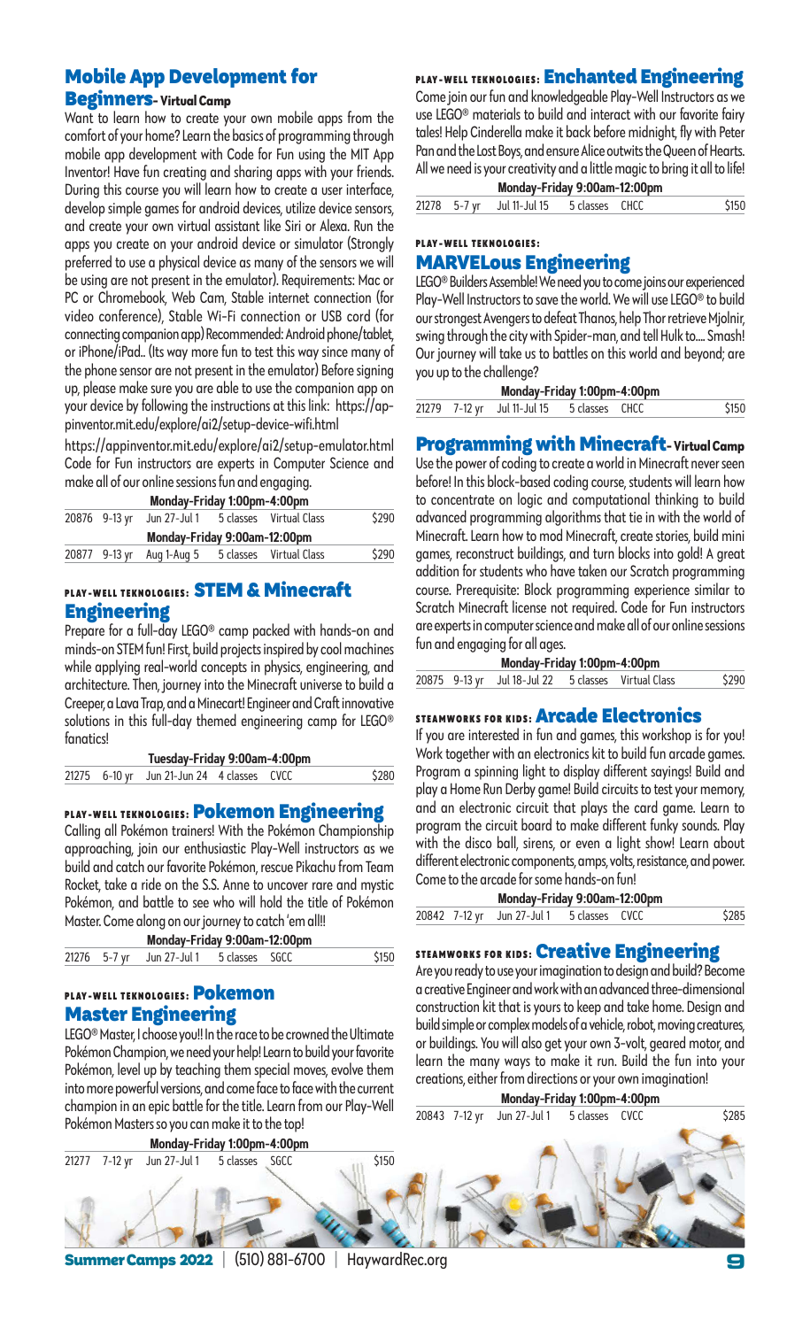## Mobile App Development for Beginners- Virtual Camp

Want to learn how to create your own mobile apps from the comfort of your home? Learn the basics of programming through mobile app development with Code for Fun using the MIT App Inventor! Have fun creating and sharing apps with your friends. During this course you will learn how to create a user interface, develop simple games for android devices, utilize device sensors, and create your own virtual assistant like Siri or Alexa. Run the apps you create on your android device or simulator (Strongly preferred to use a physical device as many of the sensors we will be using are not present in the emulator). Requirements: Mac or PC or Chromebook, Web Cam, Stable internet connection (for video conference), Stable Wi-Fi connection or USB cord (for connecting companion app) Recommended: Android phone/tablet, or iPhone/iPad.. (Its way more fun to test this way since many of the phone sensor are not present in the emulator) Before signing up, please make sure you are able to use the companion app on your device by following the instructions at this link: https://appinventor.mit.edu/explore/ai2/setup-device-wifi.html

https://appinventor.mit.edu/explore/ai2/setup-emulator.html Code for Fun instructors are experts in Computer Science and make all of our online sessions fun and engaging.

**Monday-Friday 1:00pm-4:00pm**

| 20876 | 9-13 yr | Jun 27-Jul 1 | 5 classes | Virtual Class | $290 |
|---|---|---|---|---|---|

**Monday-Friday 9:00am-12:00pm**

| 20877 | 9-13 yr | Aug 1-Aug 5 | 5 classes | Virtual Class | $290 |
|---|---|---|---|---|---|

## PLAY-WELL TEKNOLOGIES: STEM & Minecraft Engineering

Prepare for a full-day LEGO® camp packed with hands-on and minds-on STEM fun! First, build projects inspired by cool machines while applying real-world concepts in physics, engineering, and architecture. Then, journey into the Minecraft universe to build a Creeper, a Lava Trap, and a Minecart! Engineer and Craft innovative solutions in this full-day themed engineering camp for LEGO® fanatics!

**Tuesday-Friday 9:00am-4:00pm**

| 21275 | 6-10 yr | Jun 21-Jun 24 | 4 classes | CVCC | $280 |
|---|---|---|---|---|---|

## PLAY-WELL TEKNOLOGIES: Pokemon Engineering

Calling all Pokémon trainers! With the Pokémon Championship approaching, join our enthusiastic Play-Well instructors as we build and catch our favorite Pokémon, rescue Pikachu from Team Rocket, take a ride on the S.S. Anne to uncover rare and mystic Pokémon, and battle to see who will hold the title of Pokémon Master. Come along on our journey to catch 'em all!!

**Monday-Friday 9:00am-12:00pm**

| 21276 | 5-7 yr | Jun 27-Jul 1 | 5 classes | SGCC | $150 |
|---|---|---|---|---|---|

## PLAY-WELL TEKNOLOGIES: Pokemon Master Engineering

LEGO® Master, I choose you!! In the race to be crowned the Ultimate Pokémon Champion, we need your help! Learn to build your favorite Pokémon, level up by teaching them special moves, evolve them into more powerful versions, and come face to face with the current champion in an epic battle for the title. Learn from our Play-Well Pokémon Masters so you can make it to the top!

**Monday-Friday 1:00pm-4:00pm**

| 21277 | 7-12 yr | Jun 27-Jul 1 | 5 classes | SGCC | $150 |
|---|---|---|---|---|---|

## PLAY-WELL TEKNOLOGIES: Enchanted Engineering

Come join our fun and knowledgeable Play-Well Instructors as we use LEGO® materials to build and interact with our favorite fairy tales! Help Cinderella make it back before midnight, fly with Peter Pan and the Lost Boys, and ensure Alice outwits the Queen of Hearts. All we need is your creativity and a little magic to bring it all to life!

**Monday-Friday 9:00am-12:00pm**

| 21278 | 5-7 yr | Jul 11-Jul 15 | 5 classes | CHCC | $150 |
|---|---|---|---|---|---|

## PLAY-WELL TEKNOLOGIES: MARVELous Engineering

LEGO® Builders Assemble! We need you to come joins our experienced Play-Well Instructors to save the world. We will use LEGO® to build our strongest Avengers to defeat Thanos, help Thor retrieve Mjolnir, swing through the city with Spider-man, and tell Hulk to.... Smash! Our journey will take us to battles on this world and beyond; are you up to the challenge?

**Monday-Friday 1:00pm-4:00pm**

| 21279 | 7-12 yr | Jul 11-Jul 15 | 5 classes | CHCC | $150 |
|---|---|---|---|---|---|

## Programming with Minecraft- Virtual Camp

Use the power of coding to create a world in Minecraft never seen before! In this block-based coding course, students will learn how to concentrate on logic and computational thinking to build advanced programming algorithms that tie in with the world of Minecraft. Learn how to mod Minecraft, create stories, build mini games, reconstruct buildings, and turn blocks into gold! A great addition for students who have taken our Scratch programming course. Prerequisite: Block programming experience similar to Scratch Minecraft license not required. Code for Fun instructors are experts in computer science and make all of our online sessions fun and engaging for all ages.

**Monday-Friday 1:00pm-4:00pm**

| 20875 | 9-13 yr | Jul 18-Jul 22 | 5 classes | Virtual Class | $290 |
|---|---|---|---|---|---|

## STEAMWORKS FOR KIDS: Arcade Electronics

If you are interested in fun and games, this workshop is for you! Work together with an electronics kit to build fun arcade games. Program a spinning light to display different sayings! Build and play a Home Run Derby game! Build circuits to test your memory, and an electronic circuit that plays the card game. Learn to program the circuit board to make different funky sounds. Play with the disco ball, sirens, or even a light show! Learn about different electronic components, amps, volts, resistance, and power. Come to the arcade for some hands-on fun!

**Monday-Friday 9:00am-12:00pm**

| 20842 | 7-12 yr | Jun 27-Jul 1 | 5 classes | CVCC | $285 |
|---|---|---|---|---|---|

## STEAMWORKS FOR KIDS: Creative Engineering

Are you ready to use your imagination to design and build? Become a creative Engineer and work with an advanced three-dimensional construction kit that is yours to keep and take home. Design and build simple or complex models of a vehicle, robot, moving creatures, or buildings. You will also get your own 3-volt, geared motor, and learn the many ways to make it run. Build the fun into your creations, either from directions or your own imagination!

**Monday-Friday 1:00pm-4:00pm**

| 20843 | 7-12 yr | Jun 27-Jul 1 | 5 classes | CVCC | $285 |
|---|---|---|---|---|---|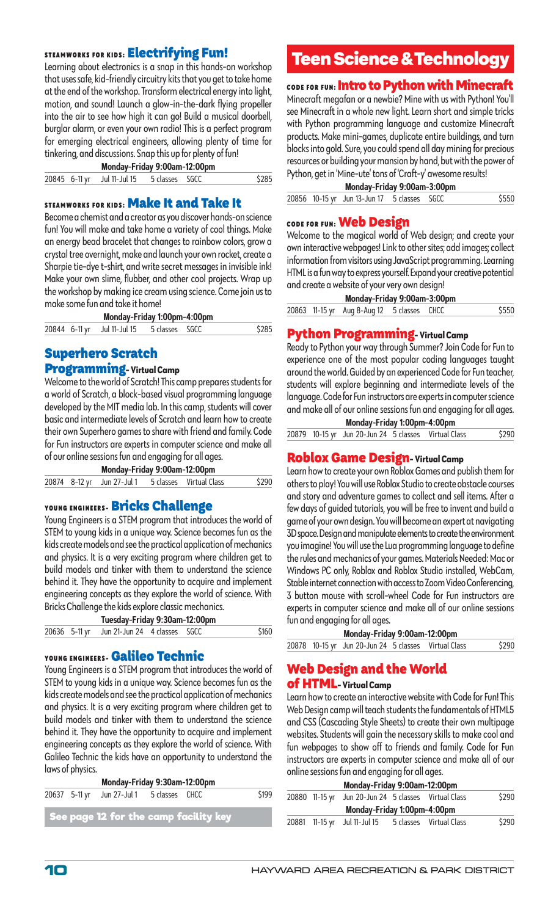## STEAMWORKS FOR KIDS: Electrifying Fun!

Learning about electronics is a snap in this hands-on workshop that uses safe, kid-friendly circuitry kits that you get to take home at the end of the workshop. Transform electrical energy into light, motion, and sound! Launch a glow-in-the-dark flying propeller into the air to see how high it can go! Build a musical doorbell, burglar alarm, or even your own radio! This is a perfect program for emerging electrical engineers, allowing plenty of time for tinkering, and discussions. Snap this up for plenty of fun!

**Monday-Friday 9:00am-12:00pm**

| 20845 | 6-11 yr | Jul 11-Jul 15 | 5 classes | SGCC | $285 |
|---|---|---|---|---|---|

## STEAMWORKS FOR KIDS: Make It and Take It

Become a chemist and a creator as you discover hands-on science fun! You will make and take home a variety of cool things. Make an energy bead bracelet that changes to rainbow colors, grow a crystal tree overnight, make and launch your own rocket, create a Sharpie tie-dye t-shirt, and write secret messages in invisible ink! Make your own slime, flubber, and other cool projects. Wrap up the workshop by making ice cream using science. Come join us to make some fun and take it home!

**Monday-Friday 1:00pm-4:00pm**

| 20844 | 6-11 yr | Jul 11-Jul 15 | 5 classes | SGCC | $285 |
|---|---|---|---|---|---|

## Superhero Scratch Programming - Virtual Camp

Welcome to the world of Scratch! This camp prepares students for a world of Scratch, a block-based visual programming language developed by the MIT media lab. In this camp, students will cover basic and intermediate levels of Scratch and learn how to create their own Superhero games to share with friend and family. Code for Fun instructors are experts in computer science and make all of our online sessions fun and engaging for all ages.

**Monday-Friday 9:00am-12:00pm**

| 20874 | 8-12 yr | Jun 27-Jul 1 | 5 classes | Virtual Class | $290 |
|---|---|---|---|---|---|

## YOUNG ENGINEERS- Bricks Challenge

Young Engineers is a STEM program that introduces the world of STEM to young kids in a unique way. Science becomes fun as the kids create models and see the practical application of mechanics and physics. It is a very exciting program where children get to build models and tinker with them to understand the science behind it. They have the opportunity to acquire and implement engineering concepts as they explore the world of science. With Bricks Challenge the kids explore classic mechanics.

**Tuesday-Friday 9:30am-12:00pm**

| 20636 | 5-11 yr | Jun 21-Jun 24 | 4 classes | SGCC | $160 |
|---|---|---|---|---|---|

## YOUNG ENGINEERS- Galileo Technic

Young Engineers is a STEM program that introduces the world of STEM to young kids in a unique way. Science becomes fun as the kids create models and see the practical application of mechanics and physics. It is a very exciting program where children get to build models and tinker with them to understand the science behind it. They have the opportunity to acquire and implement engineering concepts as they explore the world of science. With Galileo Technic the kids have an opportunity to understand the laws of physics.

**Monday-Friday 9:30am-12:00pm**

| 20637 | 5-11 yr | Jun 27-Jul 1 | 5 classes | CHCC | $199 |
|---|---|---|---|---|---|

**See page 12 for the camp facility key**

# Teen Science & Technology

## CODE FOR FUN: Intro to Python with Minecraft

Minecraft megafan or a newbie? Mine with us with Python! You'll see Minecraft in a whole new light. Learn short and simple tricks with Python programming language and customize Minecraft products. Make mini-games, duplicate entire buildings, and turn blocks into gold. Sure, you could spend all day mining for precious resources or building your mansion by hand, but with the power of Python, get in 'Mine-ute' tons of 'Craft-y' awesome results!

**Monday-Friday 9:00am-3:00pm**

| 20856 | 10-15 yr | Jun 13-Jun 17 | 5 classes | SGCC | $550 |
|---|---|---|---|---|---|

## CODE FOR FUN: Web Design

Welcome to the magical world of Web design; and create your own interactive webpages! Link to other sites; add images; collect information from visitors using JavaScript programming. Learning HTML is a fun way to express yourself. Expand your creative potential and create a website of your very own design!

**Monday-Friday 9:00am-3:00pm**

| 20863 | 11-15 yr | Aug 8-Aug 12 | 5 classes | CHCC | $550 |
|---|---|---|---|---|---|

## Python Programming - Virtual Camp

Ready to Python your way through Summer? Join Code for Fun to experience one of the most popular coding languages taught around the world. Guided by an experienced Code for Fun teacher, students will explore beginning and intermediate levels of the language. Code for Fun instructors are experts in computer science and make all of our online sessions fun and engaging for all ages.

**Monday-Friday 1:00pm-4:00pm**

| 20879 | 10-15 yr | Jun 20-Jun 24 | 5 classes | Virtual Class | $290 |
|---|---|---|---|---|---|

## Roblox Game Design - Virtual Camp

Learn how to create your own Roblox Games and publish them for others to play! You will use Roblox Studio to create obstacle courses and story and adventure games to collect and sell items. After a few days of guided tutorials, you will be free to invent and build a game of your own design. You will become an expert at navigating 3D space. Design and manipulate elements to create the environment you imagine! You will use the Lua programming language to define the rules and mechanics of your games. Materials Needed: Mac or Windows PC only, Roblox and Roblox Studio installed, WebCam, Stable internet connection with access to Zoom Video Conferencing, 3 button mouse with scroll-wheel Code for Fun instructors are experts in computer science and make all of our online sessions fun and engaging for all ages.

**Monday-Friday 9:00am-12:00pm**

| 20878 | 10-15 yr | Jun 20-Jun 24 | 5 classes | Virtual Class | $290 |
|---|---|---|---|---|---|

## Web Design and the World of HTML - Virtual Camp

Learn how to create an interactive website with Code for Fun! This Web Design camp will teach students the fundamentals of HTML5 and CSS (Cascading Style Sheets) to create their own multipage websites. Students will gain the necessary skills to make cool and fun webpages to show off to friends and family. Code for Fun instructors are experts in computer science and make all of our online sessions fun and engaging for all ages.

**Monday-Friday 9:00am-12:00pm**

| 20880 | 11-15 yr | Jun 20-Jun 24 | 5 classes | Virtual Class | $290 |
|---|---|---|---|---|---|

**Monday-Friday 1:00pm-4:00pm**

| 20881 | 11-15 yr | Jul 11-Jul 15 | 5 classes | Virtual Class | $290 |
|---|---|---|---|---|---|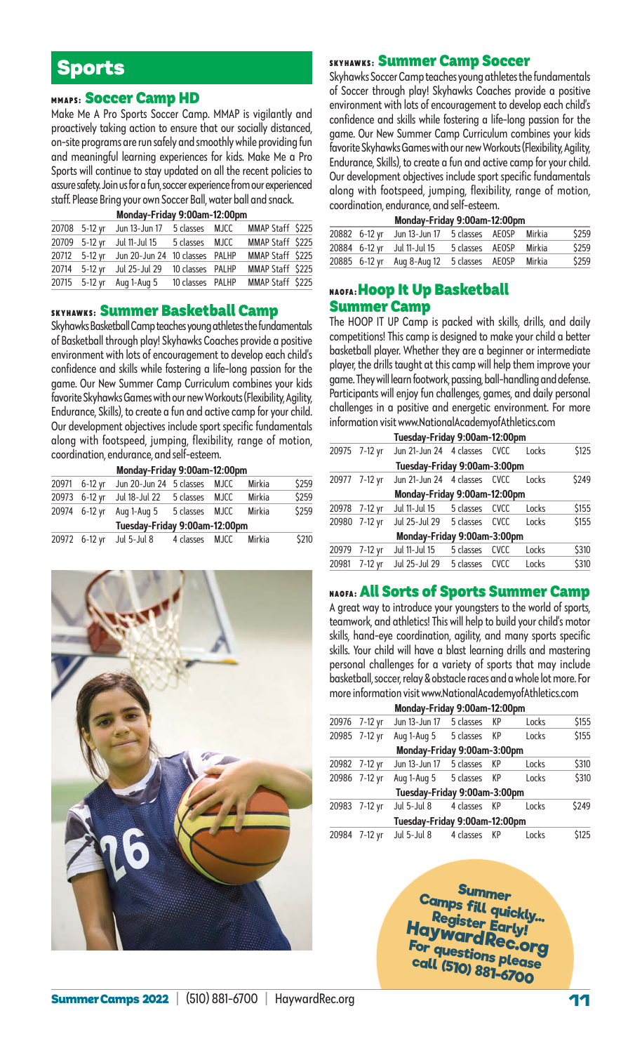# Sports

## MMAPS: Soccer Camp HD

Make Me A Pro Sports Soccer Camp. MMAP is vigilantly and proactively taking action to ensure that our socially distanced, on-site programs are run safely and smoothly while providing fun and meaningful learning experiences for kids. Make Me a Pro Sports will continue to stay updated on all the recent policies to assure safety. Join us for a fun, soccer experience from our experienced staff. Please Bring your own Soccer Ball, water ball and snack.

| Monday-Friday 9:00am-12:00pm | | | | | | |
|---|---|---|---|---|---|---|
| 20708 | 5-12 yr | Jun 13-Jun 17 | 5 classes | MJCC | MMAP Staff | $225 |
| 20709 | 5-12 yr | Jul 11-Jul 15 | 5 classes | MJCC | MMAP Staff | $225 |
| 20712 | 5-12 yr | Jun 20-Jun 24 | 10 classes | PALHP | MMAP Staff | $225 |
| 20714 | 5-12 yr | Jul 25-Jul 29 | 10 classes | PALHP | MMAP Staff | $225 |
| 20715 | 5-12 yr | Aug 1-Aug 5 | 10 classes | PALHP | MMAP Staff | $225 |

## SKYHAWKS: Summer Basketball Camp

Skyhawks Basketball Camp teaches young athletes the fundamentals of Basketball through play! Skyhawks Coaches provide a positive environment with lots of encouragement to develop each child's confidence and skills while fostering a life-long passion for the game. Our New Summer Camp Curriculum combines your kids favorite Skyhawks Games with our new Workouts (Flexibility, Agility, Endurance, Skills), to create a fun and active camp for your child. Our development objectives include sport specific fundamentals along with footspeed, jumping, flexibility, range of motion, coordination, endurance, and self-esteem.

| Monday-Friday 9:00am-12:00pm | | | | | | |
|---|---|---|---|---|---|---|
| 20971 | 6-12 yr | Jun 20-Jun 24 | 5 classes | MJCC | Mirkia | $259 |
| 20973 | 6-12 yr | Jul 18-Jul 22 | 5 classes | MJCC | Mirkia | $259 |
| 20974 | 6-12 yr | Aug 1-Aug 5 | 5 classes | MJCC | Mirkia | $259 |
| **Tuesday-Friday 9:00am-12:00pm** | | | | | | |
| 20972 | 6-12 yr | Jul 5-Jul 8 | 4 classes | MJCC | Mirkia | $210 |

## SKYHAWKS: Summer Camp Soccer

Skyhawks Soccer Camp teaches young athletes the fundamentals of Soccer through play! Skyhawks Coaches provide a positive environment with lots of encouragement to develop each child's confidence and skills while fostering a life-long passion for the game. Our New Summer Camp Curriculum combines your kids favorite Skyhawks Games with our new Workouts (Flexibility, Agility, Endurance, Skills), to create a fun and active camp for your child. Our development objectives include sport specific fundamentals along with footspeed, jumping, flexibility, range of motion, coordination, endurance, and self-esteem.

| Monday-Friday 9:00am-12:00pm | | | | | | |
|---|---|---|---|---|---|---|
| 20882 | 6-12 yr | Jun 13-Jun 17 | 5 classes | AEOSP | Mirkia | $259 |
| 20884 | 6-12 yr | Jul 11-Jul 15 | 5 classes | AEOSP | Mirkia | $259 |
| 20885 | 6-12 yr | Aug 8-Aug 12 | 5 classes | AEOSP | Mirkia | $259 |

## NAOFA: Hoop It Up Basketball Summer Camp

The HOOP IT UP Camp is packed with skills, drills, and daily competitions! This camp is designed to make your child a better basketball player. Whether they are a beginner or intermediate player, the drills taught at this camp will help them improve your game. They will learn footwork, passing, ball-handling and defense. Participants will enjoy fun challenges, games, and daily personal challenges in a positive and energetic environment. For more information visit www.NationalAcademyofAthletics.com

| Tuesday-Friday 9:00am-12:00pm | | | | | | |
|---|---|---|---|---|---|---|
| 20975 | 7-12 yr | Jun 21-Jun 24 | 4 classes | CVCC | Locks | $125 |
| **Tuesday-Friday 9:00am-3:00pm** | | | | | | |
| 20977 | 7-12 yr | Jun 21-Jun 24 | 4 classes | CVCC | Locks | $249 |
| **Monday-Friday 9:00am-12:00pm** | | | | | | |
| 20978 | 7-12 yr | Jul 11-Jul 15 | 5 classes | CVCC | Locks | $155 |
| 20980 | 7-12 yr | Jul 25-Jul 29 | 5 classes | CVCC | Locks | $155 |
| **Monday-Friday 9:00am-3:00pm** | | | | | | |
| 20979 | 7-12 yr | Jul 11-Jul 15 | 5 classes | CVCC | Locks | $310 |
| 20981 | 7-12 yr | Jul 25-Jul 29 | 5 classes | CVCC | Locks | $310 |

## NAOFA: All Sorts of Sports Summer Camp

A great way to introduce your youngsters to the world of sports, teamwork, and athletics! This will help to build your child's motor skills, hand-eye coordination, agility, and many sports specific skills. Your child will have a blast learning drills and mastering personal challenges for a variety of sports that may include basketball, soccer, relay & obstacle races and a whole lot more. For more information visit www.NationalAcademyofAthletics.com

| Monday-Friday 9:00am-12:00pm | | | | | | |
|---|---|---|---|---|---|---|
| 20976 | 7-12 yr | Jun 13-Jun 17 | 5 classes | KP | Locks | $155 |
| 20985 | 7-12 yr | Aug 1-Aug 5 | 5 classes | KP | Locks | $155 |
| **Monday-Friday 9:00am-3:00pm** | | | | | | |
| 20982 | 7-12 yr | Jun 13-Jun 17 | 5 classes | KP | Locks | $310 |
| 20986 | 7-12 yr | Aug 1-Aug 5 | 5 classes | KP | Locks | $310 |
| **Tuesday-Friday 9:00am-3:00pm** | | | | | | |
| 20983 | 7-12 yr | Jul 5-Jul 8 | 4 classes | KP | Locks | $249 |
| **Tuesday-Friday 9:00am-12:00pm** | | | | | | |
| 20984 | 7-12 yr | Jul 5-Jul 8 | 4 classes | KP | Locks | $125 |

**Summer Camps fill quickly... Register Early! HaywardRec.org For questions please call (510) 881-6700**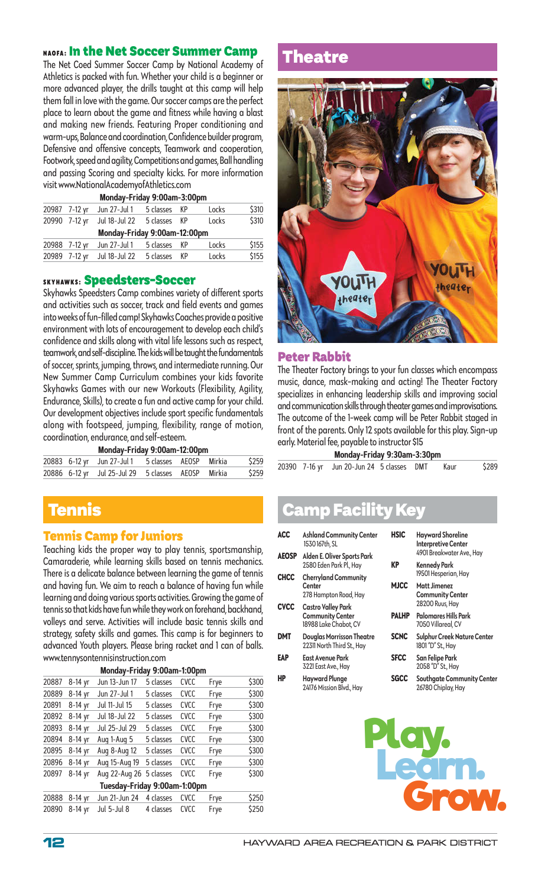### NAOFA: In the Net Soccer Summer Camp

The Net Coed Summer Soccer Camp by National Academy of Athletics is packed with fun. Whether your child is a beginner or more advanced player, the drills taught at this camp will help them fall in love with the game. Our soccer camps are the perfect place to learn about the game and fitness while having a blast and making new friends. Featuring Proper conditioning and warm-ups, Balance and coordination, Confidence builder program, Defensive and offensive concepts, Teamwork and cooperation, Footwork, speed and agility, Competitions and games, Ball handling and passing Scoring and specialty kicks. For more information visit www.NationalAcademyofAthletics.com

| | | | | | | |
|---|---|---|---|---|---|---|
| **Monday-Friday 9:00am-3:00pm** | | | | | | |
| 20987 | 7-12 yr | Jun 27-Jul 1 | 5 classes | KP | Locks | $310 |
| 20990 | 7-12 yr | Jul 18-Jul 22 | 5 classes | KP | Locks | $310 |
| **Monday-Friday 9:00am-12:00pm** | | | | | | |
| 20988 | 7-12 yr | Jun 27-Jul 1 | 5 classes | KP | Locks | $155 |
| 20989 | 7-12 yr | Jul 18-Jul 22 | 5 classes | KP | Locks | $155 |

### SKYHAWKS: Speedsters-Soccer

Skyhawks Speedsters Camp combines variety of different sports and activities such as soccer, track and field events and games into weeks of fun-filled camp! Skyhawks Coaches provide a positive environment with lots of encouragement to develop each child's confidence and skills along with vital life lessons such as respect, teamwork, and self-discipline. The kids will be taught the fundamentals of soccer, sprints, jumping, throws, and intermediate running. Our New Summer Camp Curriculum combines your kids favorite Skyhawks Games with our new Workouts (Flexibility, Agility, Endurance, Skills), to create a fun and active camp for your child. Our development objectives include sport specific fundamentals along with footspeed, jumping, flexibility, range of motion, coordination, endurance, and self-esteem.

| | | | | | | |
|---|---|---|---|---|---|---|
| **Monday-Friday 9:00am-12:00pm** | | | | | | |
| 20883 | 6-12 yr | Jun 27-Jul 1 | 5 classes | AEOSP | Mirkia | $259 |
| 20886 | 6-12 yr | Jul 25-Jul 29 | 5 classes | AEOSP | Mirkia | $259 |

## Tennis

### Tennis Camp for Juniors

Teaching kids the proper way to play tennis, sportsmanship, Camaraderie, while learning skills based on tennis mechanics. There is a delicate balance between learning the game of tennis and having fun. We aim to reach a balance of having fun while learning and doing various sports activities. Growing the game of tennis so that kids have fun while they work on forehand, backhand, volleys and serve. Activities will include basic tennis skills and strategy, safety skills and games. This camp is for beginners to advanced Youth players. Please bring racket and 1 can of balls. www.tennysontennisinstruction.com

| | | | | | | |
|---|---|---|---|---|---|---|
| **Monday-Friday 9:00am-1:00pm** | | | | | | |
| 20887 | 8-14 yr | Jun 13-Jun 17 | 5 classes | CVCC | Frye | $300 |
| 20889 | 8-14 yr | Jun 27-Jul 1 | 5 classes | CVCC | Frye | $300 |
| 20891 | 8-14 yr | Jul 11-Jul 15 | 5 classes | CVCC | Frye | $300 |
| 20892 | 8-14 yr | Jul 18-Jul 22 | 5 classes | CVCC | Frye | $300 |
| 20893 | 8-14 yr | Jul 25-Jul 29 | 5 classes | CVCC | Frye | $300 |
| 20894 | 8-14 yr | Aug 1-Aug 5 | 5 classes | CVCC | Frye | $300 |
| 20895 | 8-14 yr | Aug 8-Aug 12 | 5 classes | CVCC | Frye | $300 |
| 20896 | 8-14 yr | Aug 15-Aug 19 | 5 classes | CVCC | Frye | $300 |
| 20897 | 8-14 yr | Aug 22-Aug 26 | 5 classes | CVCC | Frye | $300 |
| **Tuesday-Friday 9:00am-1:00pm** | | | | | | |
| 20888 | 8-14 yr | Jun 21-Jun 24 | 4 classes | CVCC | Frye | $250 |
| 20890 | 8-14 yr | Jul 5-Jul 8 | 4 classes | CVCC | Frye | $250 |

## Theatre

### Peter Rabbit

The Theater Factory brings to your fun classes which encompass music, dance, mask-making and acting! The Theater Factory specializes in enhancing leadership skills and improving social and communication skills through theater games and improvisations. The outcome of the 1-week camp will be Peter Rabbit staged in front of the parents. Only 12 spots available for this play. Sign-up early. Material fee, payable to instructor $15

| | | | | | | |
|---|---|---|---|---|---|---|
| **Monday-Friday 9:30am-3:30pm** | | | | | | |
| 20390 | 7-16 yr | Jun 20-Jun 24 | 5 classes | DMT | Kaur | $289 |

## Camp Facility Key

| | |
|---|---|
| **ACC** | Ashland Community Center, 1530 167th, SL |
| **AEOSP** | Alden E. Oliver Sports Park, 2580 Eden Park Pl., Hay |
| **CHCC** | Cherryland Community Center, 278 Hampton Road, Hay |
| **CVCC** | Castro Valley Park Community Center, 18988 Lake Chabot, CV |
| **DMT** | Douglas Morrisson Theatre, 22311 North Third St., Hay |
| **EAP** | East Avenue Park, 3221 East Ave., Hay |
| **HP** | Hayward Plunge, 24176 Mission Blvd., Hay |
| **HSIC** | Hayward Shoreline Interpretive Center, 4901 Breakwater Ave., Hay |
| **KP** | Kennedy Park, 19501 Hesperian, Hay |
| **MJCC** | Matt Jimenez Community Center, 28200 Ruus, Hay |
| **PALHP** | Palomares Hills Park, 7050 Villareal, CV |
| **SCNC** | Sulphur Creek Nature Center, 1801 "D" St., Hay |
| **SFCC** | San Felipe Park, 2058 "D" St., Hay |
| **SGCC** | Southgate Community Center, 26780 Chiplay, Hay |

Play. Learn. Grow.